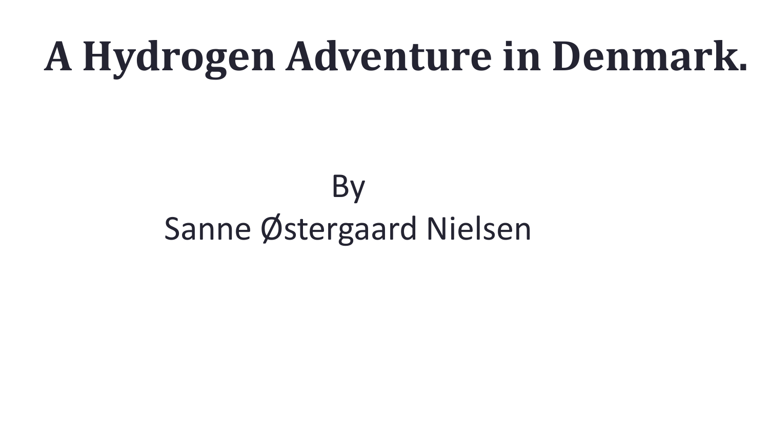# A Hydrogen Adventure in Denmark.

By
Sanne Østergaard Nielsen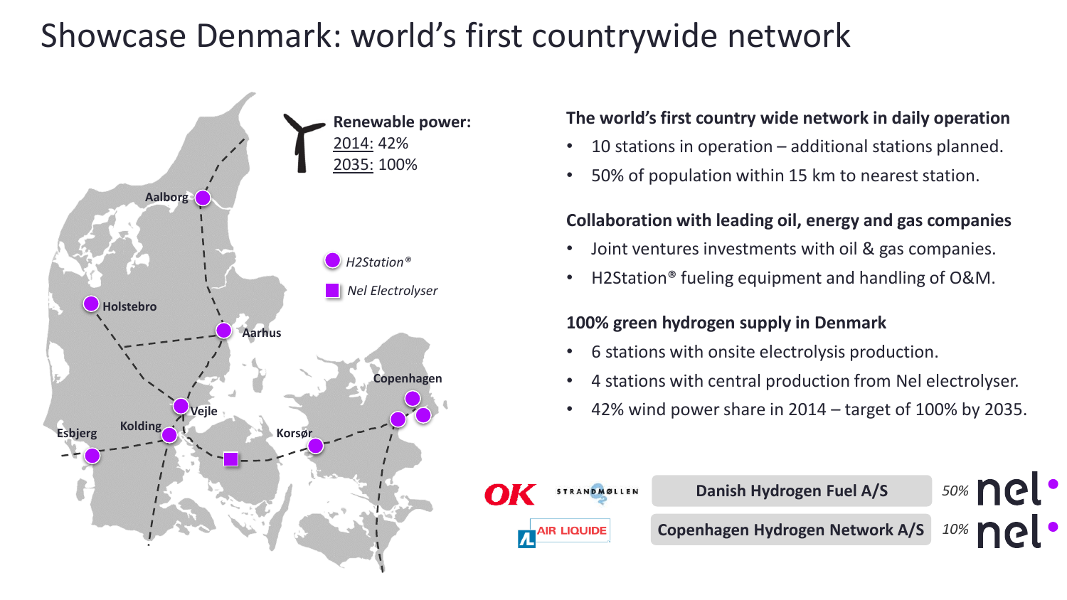# Showcase Denmark: world's first countrywide network

Renewable power:
2014: 42%
2035: 100%

Aalborg · Holstebro · Aarhus · Copenhagen · Vejle · Kolding · Esbjerg · Korsør

H2Station®
Nel Electrolyser

**The world's first country wide network in daily operation**

- 10 stations in operation – additional stations planned.
- 50% of population within 15 km to nearest station.

**Collaboration with leading oil, energy and gas companies**

- Joint ventures investments with oil & gas companies.
- H2Station® fueling equipment and handling of O&M.

**100% green hydrogen supply in Denmark**

- 6 stations with onsite electrolysis production.
- 4 stations with central production from Nel electrolyser.
- 42% wind power share in 2014 – target of 100% by 2035.

| Partners | Company | Nel share |
| --- | --- | --- |
| OK, Strandmøllen | Danish Hydrogen Fuel A/S | 50% nel |
| Air Liquide | Copenhagen Hydrogen Network A/S | 10% nel |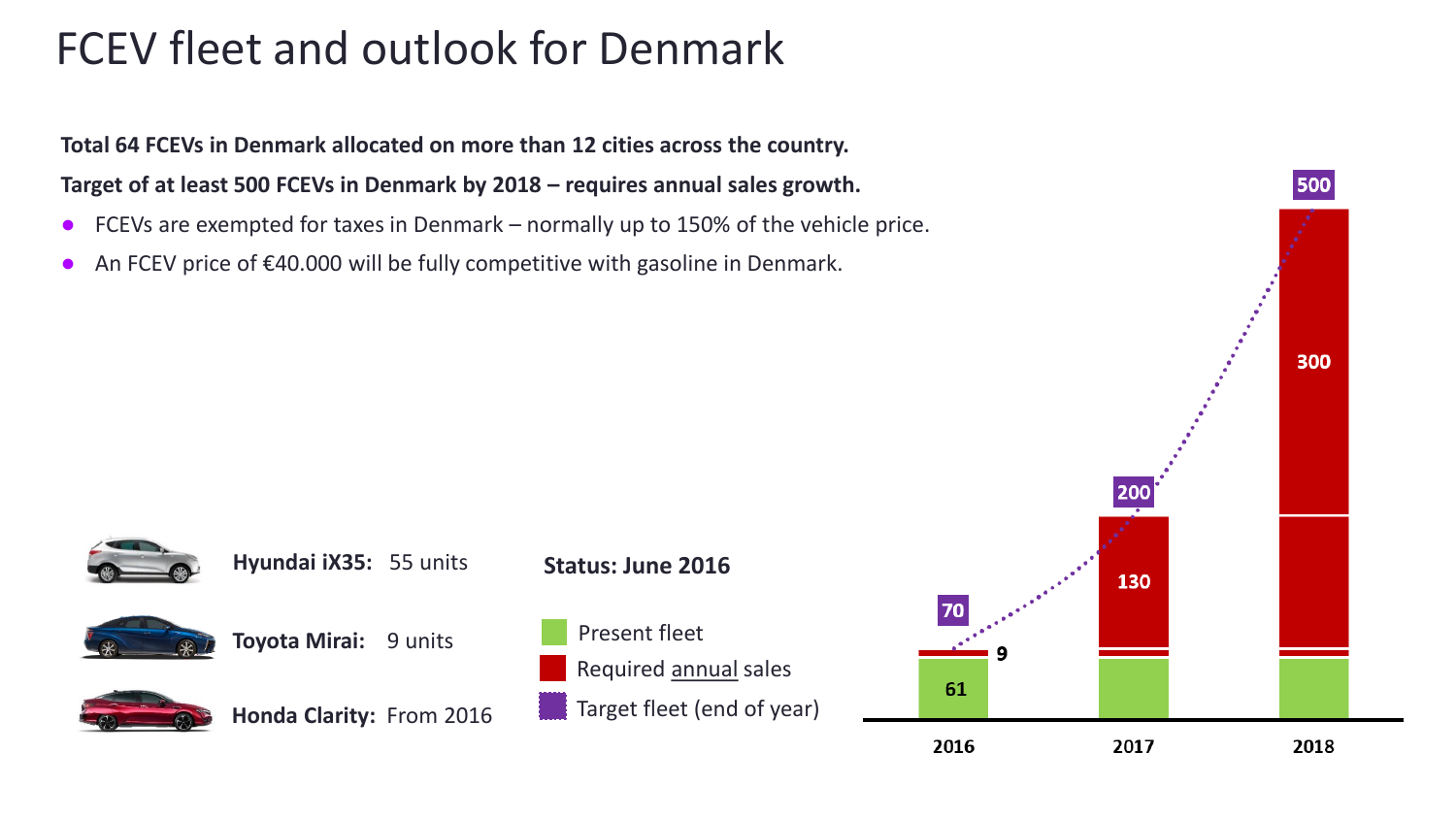# FCEV fleet and outlook for Denmark

**Total 64 FCEVs in Denmark allocated on more than 12 cities across the country.**

**Target of at least 500 FCEVs in Denmark by 2018 – requires annual sales growth.**

- FCEVs are exempted for taxes in Denmark – normally up to 150% of the vehicle price.
- An FCEV price of €40.000 will be fully competitive with gasoline in Denmark.

**Hyundai iX35:** 55 units

**Toyota Mirai:** 9 units

**Honda Clarity:** From 2016

**Status: June 2016**

- Present fleet
- Required annual sales
- Target fleet (end of year)

| Year | Present fleet | Required annual sales | Target fleet (end of year) |
| --- | --- | --- | --- |
| 2016 | 61 | 9 | 70 |
| 2017 | | 130 | 200 |
| 2018 | | 300 | 500 |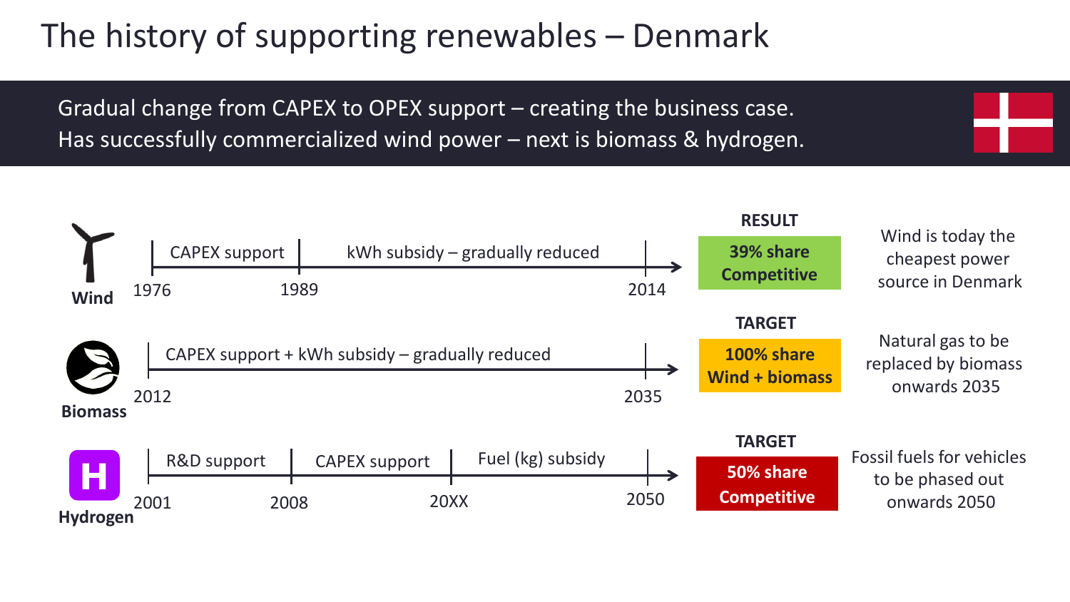# The history of supporting renewables – Denmark

Gradual change from CAPEX to OPEX support – creating the business case.
Has successfully commercialized wind power – next is biomass & hydrogen.

**Wind**

- 1976 – 1989: CAPEX support
- 1989 – 2014: kWh subsidy – gradually reduced

**RESULT:** **39% share Competitive**

Wind is today the cheapest power source in Denmark

**Biomass**

- 2012 – 2035: CAPEX support + kWh subsidy – gradually reduced

**TARGET:** **100% share Wind + biomass**

Natural gas to be replaced by biomass onwards 2035

**Hydrogen**

- 2001 – 2008: R&D support
- 2008 – 20XX: CAPEX support
- 20XX – 2050: Fuel (kg) subsidy

**TARGET:** **50% share Competitive**

Fossil fuels for vehicles to be phased out onwards 2050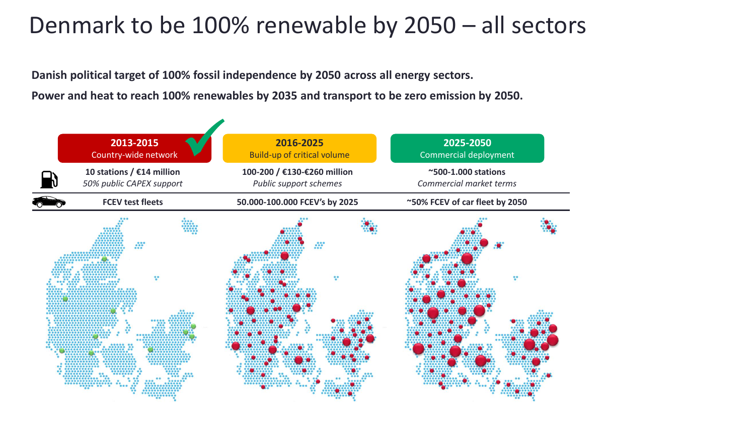# Denmark to be 100% renewable by 2050 – all sectors

**Danish political target of 100% fossil independence by 2050 across all energy sectors.**

**Power and heat to reach 100% renewables by 2035 and transport to be zero emission by 2050.**

| | **2013-2015** Country-wide network | **2016-2025** Build-up of critical volume | **2025-2050** Commercial deployment |
|---|---|---|---|
| Stations | **10 stations / €14 million** *50% public CAPEX support* | **100-200 / €130-€260 million** *Public support schemes* | **~500-1.000 stations** *Commercial market terms* |
| Cars | **FCEV test fleets** | **50.000-100.000 FCEV's by 2025** | **~50% FCEV of car fleet by 2050** |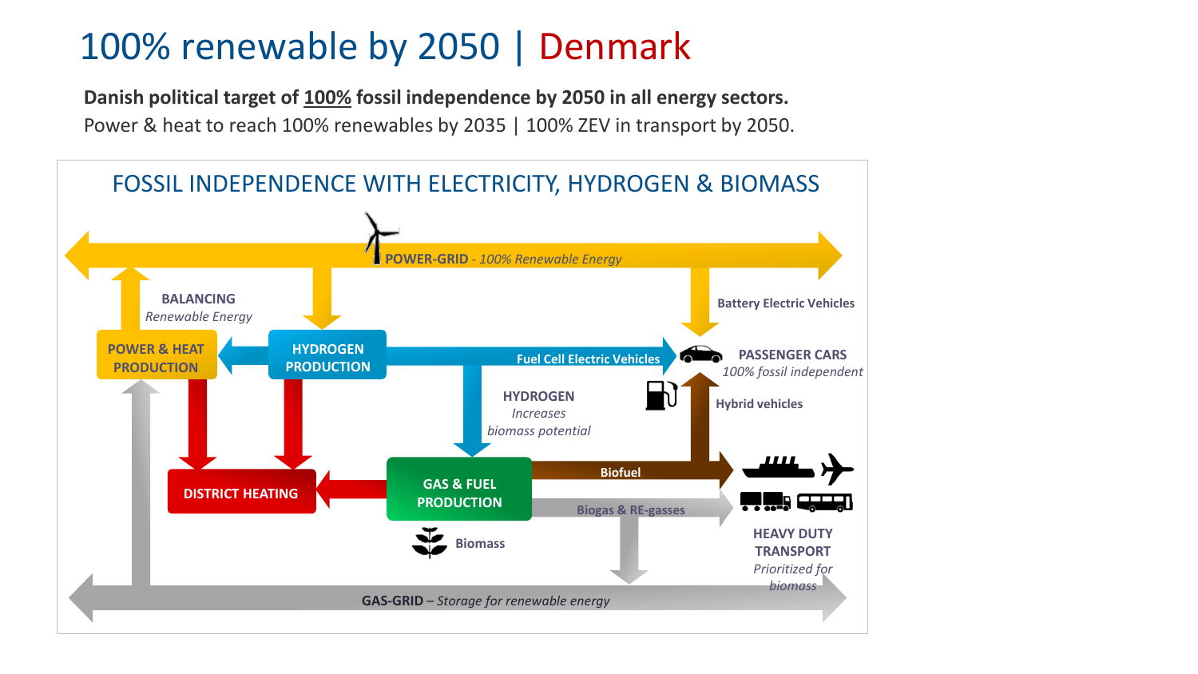# 100% renewable by 2050 | Denmark

**Danish political target of 100% fossil independence by 2050 in all energy sectors.**

Power & heat to reach 100% renewables by 2035 | 100% ZEV in transport by 2050.

## FOSSIL INDEPENDENCE WITH ELECTRICITY, HYDROGEN & BIOMASS

**POWER-GRID** - *100% Renewable Energy*

**BALANCING**
*Renewable Energy*

**POWER & HEAT PRODUCTION**

**HYDROGEN PRODUCTION**

**Fuel Cell Electric Vehicles**

**Battery Electric Vehicles**

**PASSENGER CARS**
*100% fossil independent*

**Hybrid vehicles**

**HYDROGEN**
*Increases biomass potential*

**DISTRICT HEATING**

**GAS & FUEL PRODUCTION**

**Biofuel**

**Biogas & RE-gasses**

**Biomass**

**HEAVY DUTY TRANSPORT**
*Prioritized for biomass*

**GAS-GRID** – *Storage for renewable energy*